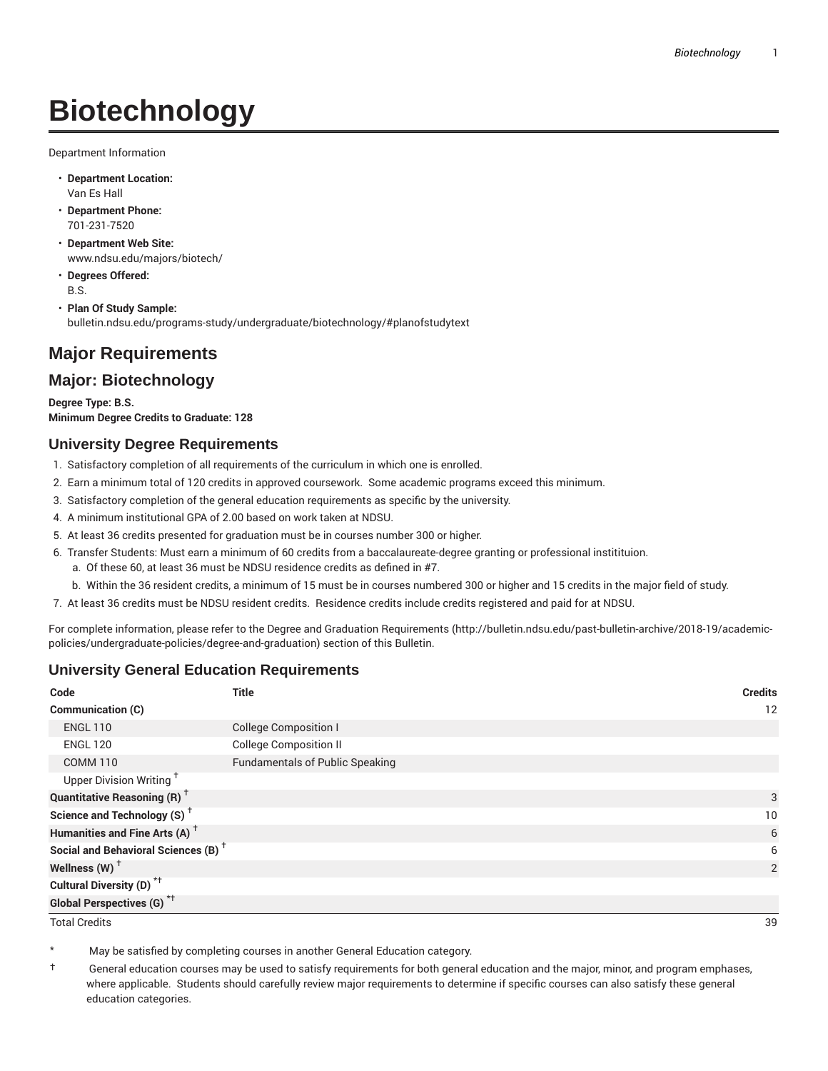# Biotechnology

Department Information

- **Department Location:**
  Van Es Hall
- **Department Phone:**
  701-231-7520
- **Department Web Site:**
  www.ndsu.edu/majors/biotech/
- **Degrees Offered:**
  B.S.
- **Plan Of Study Sample:**
  bulletin.ndsu.edu/programs-study/undergraduate/biotechnology/#planofstudytext

## Major Requirements

## Major: Biotechnology

**Degree Type: B.S.**
**Minimum Degree Credits to Graduate: 128**

### University Degree Requirements

1. Satisfactory completion of all requirements of the curriculum in which one is enrolled.
2. Earn a minimum total of 120 credits in approved coursework. Some academic programs exceed this minimum.
3. Satisfactory completion of the general education requirements as specific by the university.
4. A minimum institutional GPA of 2.00 based on work taken at NDSU.
5. At least 36 credits presented for graduation must be in courses number 300 or higher.
6. Transfer Students: Must earn a minimum of 60 credits from a baccalaureate-degree granting or professional institituion.
   a. Of these 60, at least 36 must be NDSU residence credits as defined in #7.
   b. Within the 36 resident credits, a minimum of 15 must be in courses numbered 300 or higher and 15 credits in the major field of study.
7. At least 36 credits must be NDSU resident credits. Residence credits include credits registered and paid for at NDSU.

For complete information, please refer to the Degree and Graduation Requirements (http://bulletin.ndsu.edu/past-bulletin-archive/2018-19/academic-policies/undergraduate-policies/degree-and-graduation) section of this Bulletin.

### University General Education Requirements

| Code | Title | Credits |
|---|---|---|
| **Communication (C)** | | 12 |
| ENGL 110 | College Composition I | |
| ENGL 120 | College Composition II | |
| COMM 110 | Fundamentals of Public Speaking | |
| Upper Division Writing † | | |
| **Quantitative Reasoning (R)** † | | 3 |
| **Science and Technology (S)** † | | 10 |
| **Humanities and Fine Arts (A)** † | | 6 |
| **Social and Behavioral Sciences (B)** † | | 6 |
| **Wellness (W)** † | | 2 |
| **Cultural Diversity (D)** *† | | |
| **Global Perspectives (G)** *† | | |
| Total Credits | | 39 |

\* May be satisfied by completing courses in another General Education category.

† General education courses may be used to satisfy requirements for both general education and the major, minor, and program emphases, where applicable. Students should carefully review major requirements to determine if specific courses can also satisfy these general education categories.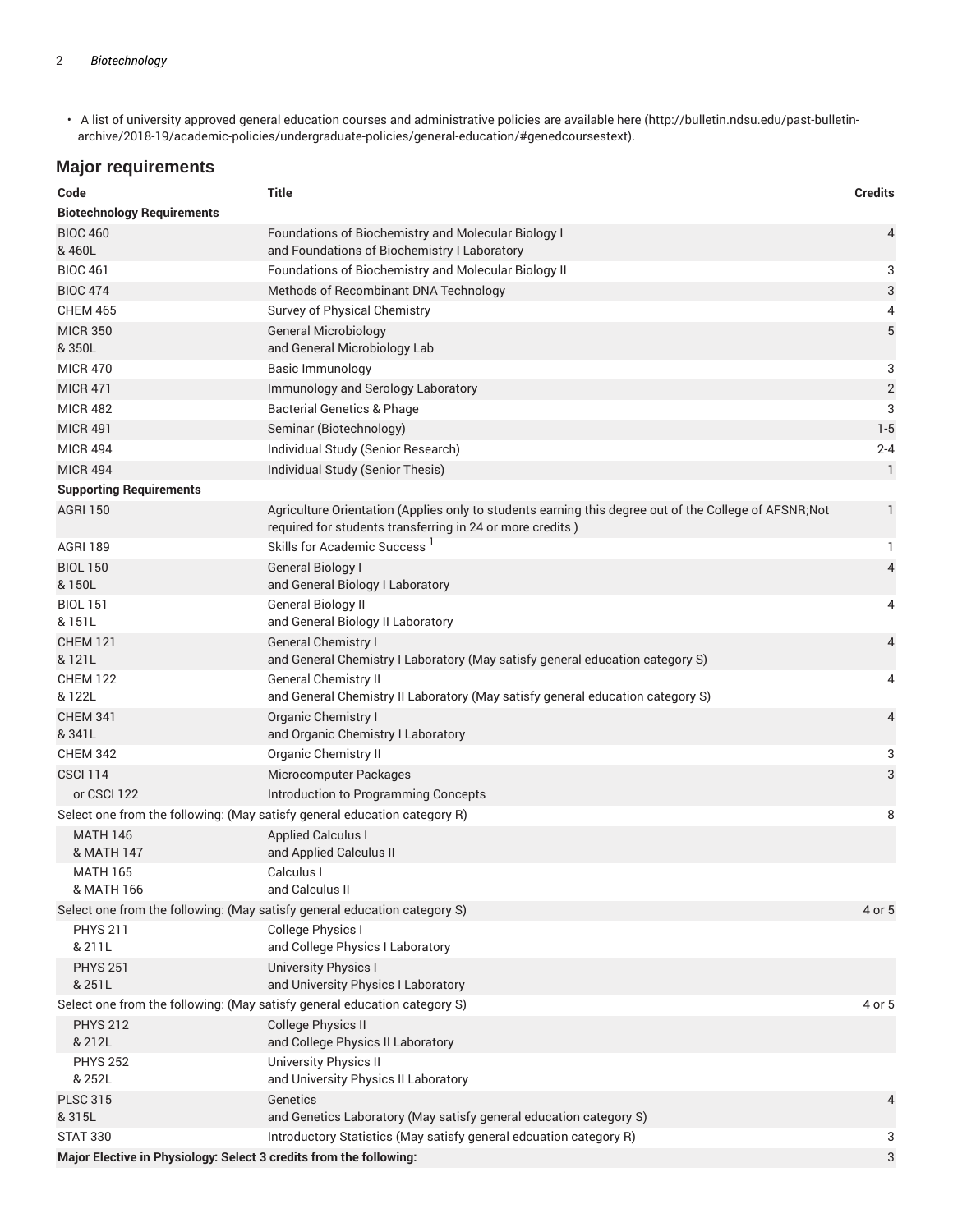- A list of university approved general education courses and administrative policies are available here (http://bulletin.ndsu.edu/past-bulletin-archive/2018-19/academic-policies/undergraduate-policies/general-education/#genedcoursestext).

## Major requirements

| Code | Title | Credits |
|---|---|---|
| **Biotechnology Requirements** | | |
| BIOC 460<br>& 460L | Foundations of Biochemistry and Molecular Biology I<br>and Foundations of Biochemistry I Laboratory | 4 |
| BIOC 461 | Foundations of Biochemistry and Molecular Biology II | 3 |
| BIOC 474 | Methods of Recombinant DNA Technology | 3 |
| CHEM 465 | Survey of Physical Chemistry | 4 |
| MICR 350<br>& 350L | General Microbiology<br>and General Microbiology Lab | 5 |
| MICR 470 | Basic Immunology | 3 |
| MICR 471 | Immunology and Serology Laboratory | 2 |
| MICR 482 | Bacterial Genetics & Phage | 3 |
| MICR 491 | Seminar (Biotechnology) | 1-5 |
| MICR 494 | Individual Study (Senior Research) | 2-4 |
| MICR 494 | Individual Study (Senior Thesis) | 1 |
| **Supporting Requirements** | | |
| AGRI 150 | Agriculture Orientation (Applies only to students earning this degree out of the College of AFSNR;Not required for students transferring in 24 or more credits ) | 1 |
| AGRI 189 | Skills for Academic Success [1] | 1 |
| BIOL 150<br>& 150L | General Biology I<br>and General Biology I Laboratory | 4 |
| BIOL 151<br>& 151L | General Biology II<br>and General Biology II Laboratory | 4 |
| CHEM 121<br>& 121L | General Chemistry I<br>and General Chemistry I Laboratory (May satisfy general education category S) | 4 |
| CHEM 122<br>& 122L | General Chemistry II<br>and General Chemistry II Laboratory (May satisfy general education category S) | 4 |
| CHEM 341<br>& 341L | Organic Chemistry I<br>and Organic Chemistry I Laboratory | 4 |
| CHEM 342 | Organic Chemistry II | 3 |
| CSCI 114 | Microcomputer Packages | 3 |
| or CSCI 122 | Introduction to Programming Concepts | |
| Select one from the following: (May satisfy general education category R) | | 8 |
| MATH 146<br>& MATH 147 | Applied Calculus I<br>and Applied Calculus II | |
| MATH 165<br>& MATH 166 | Calculus I<br>and Calculus II | |
| Select one from the following: (May satisfy general education category S) | | 4 or 5 |
| PHYS 211<br>& 211L | College Physics I<br>and College Physics I Laboratory | |
| PHYS 251<br>& 251L | University Physics I<br>and University Physics I Laboratory | |
| Select one from the following: (May satisfy general education category S) | | 4 or 5 |
| PHYS 212<br>& 212L | College Physics II<br>and College Physics II Laboratory | |
| PHYS 252<br>& 252L | University Physics II<br>and University Physics II Laboratory | |
| PLSC 315<br>& 315L | Genetics<br>and Genetics Laboratory (May satisfy general education category S) | 4 |
| STAT 330 | Introductory Statistics (May satisfy general edcuation category R) | 3 |
| **Major Elective in Physiology: Select 3 credits from the following:** | | 3 |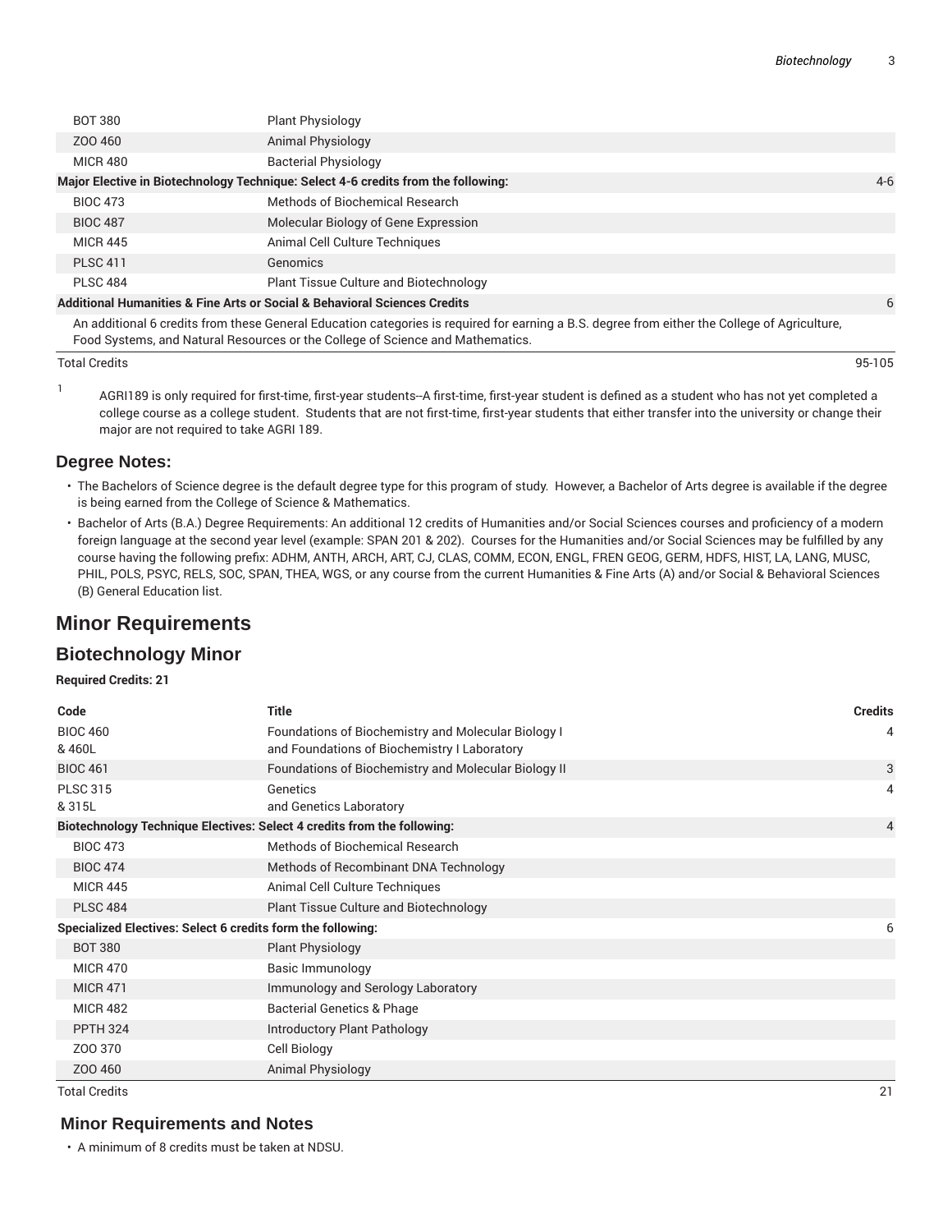| | | |
|---|---|---|
| BOT 380 | Plant Physiology | |
| ZOO 460 | Animal Physiology | |
| MICR 480 | Bacterial Physiology | |
| **Major Elective in Biotechnology Technique: Select 4-6 credits from the following:** | | 4-6 |
| BIOC 473 | Methods of Biochemical Research | |
| BIOC 487 | Molecular Biology of Gene Expression | |
| MICR 445 | Animal Cell Culture Techniques | |
| PLSC 411 | Genomics | |
| PLSC 484 | Plant Tissue Culture and Biotechnology | |
| **Additional Humanities & Fine Arts or Social & Behavioral Sciences Credits** | | 6 |
| An additional 6 credits from these General Education categories is required for earning a B.S. degree from either the College of Agriculture, Food Systems, and Natural Resources or the College of Science and Mathematics. | | |
| Total Credits | | 95-105 |

[1] AGRI189 is only required for first-time, first-year students--A first-time, first-year student is defined as a student who has not yet completed a college course as a college student. Students that are not first-time, first-year students that either transfer into the university or change their major are not required to take AGRI 189.

### Degree Notes:

- The Bachelors of Science degree is the default degree type for this program of study. However, a Bachelor of Arts degree is available if the degree is being earned from the College of Science & Mathematics.
- Bachelor of Arts (B.A.) Degree Requirements: An additional 12 credits of Humanities and/or Social Sciences courses and proficiency of a modern foreign language at the second year level (example: SPAN 201 & 202). Courses for the Humanities and/or Social Sciences may be fulfilled by any course having the following prefix: ADHM, ANTH, ARCH, ART, CJ, CLAS, COMM, ECON, ENGL, FREN GEOG, GERM, HDFS, HIST, LA, LANG, MUSC, PHIL, POLS, PSYC, RELS, SOC, SPAN, THEA, WGS, or any course from the current Humanities & Fine Arts (A) and/or Social & Behavioral Sciences (B) General Education list.

## Minor Requirements

## Biotechnology Minor

**Required Credits: 21**

| Code | Title | Credits |
|---|---|---|
| BIOC 460 & 460L | Foundations of Biochemistry and Molecular Biology I and Foundations of Biochemistry I Laboratory | 4 |
| BIOC 461 | Foundations of Biochemistry and Molecular Biology II | 3 |
| PLSC 315 & 315L | Genetics and Genetics Laboratory | 4 |
| **Biotechnology Technique Electives: Select 4 credits from the following:** | | 4 |
| BIOC 473 | Methods of Biochemical Research | |
| BIOC 474 | Methods of Recombinant DNA Technology | |
| MICR 445 | Animal Cell Culture Techniques | |
| PLSC 484 | Plant Tissue Culture and Biotechnology | |
| **Specialized Electives: Select 6 credits form the following:** | | 6 |
| BOT 380 | Plant Physiology | |
| MICR 470 | Basic Immunology | |
| MICR 471 | Immunology and Serology Laboratory | |
| MICR 482 | Bacterial Genetics & Phage | |
| PPTH 324 | Introductory Plant Pathology | |
| ZOO 370 | Cell Biology | |
| ZOO 460 | Animal Physiology | |
| Total Credits | | 21 |

### Minor Requirements and Notes

- A minimum of 8 credits must be taken at NDSU.